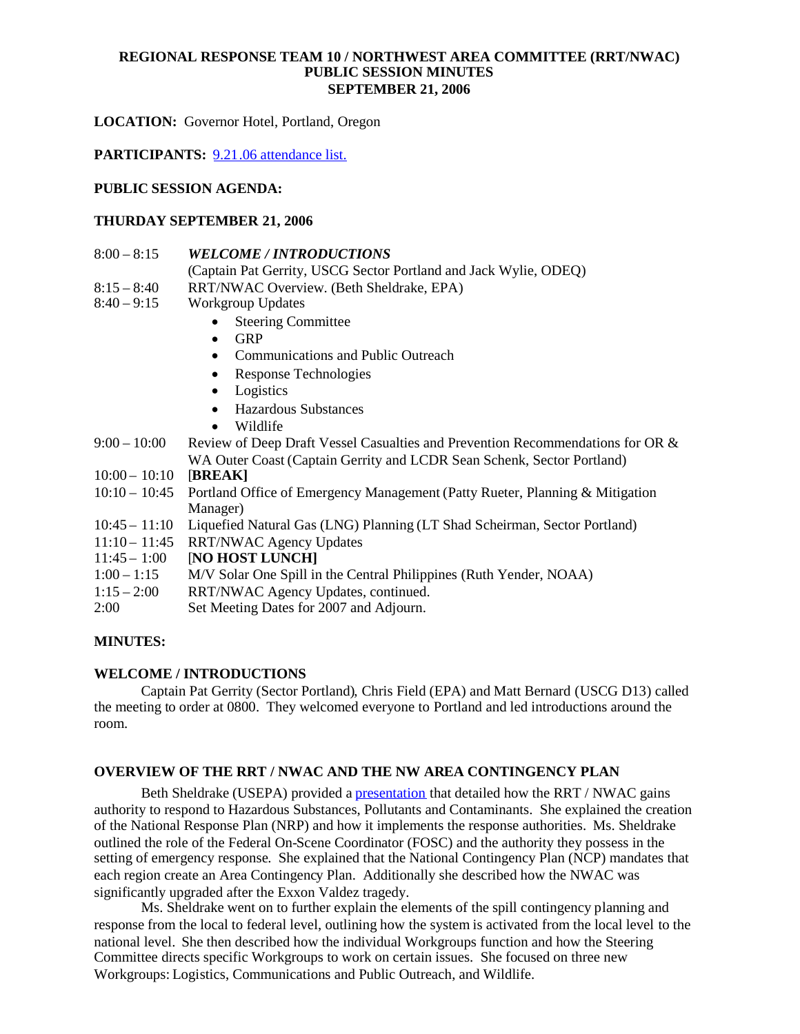# REGIONAL RESPONSE TEAM 10 / NORTHWEST AREA COMMITTEE (RRT/NWAC) PUBLIC SESSION MINUTES SEPTEMBER 21, 2006

**LOCATION:** Governor Hotel, Portland, Oregon

**PARTICIPANTS:** 9.21.06 attendance list.

**PUBLIC SESSION AGENDA:**

**THURDAY SEPTEMBER 21, 2006**

| | |
|---|---|
| 8:00 – 8:15 | ***WELCOME / INTRODUCTIONS*** (Captain Pat Gerrity, USCG Sector Portland and Jack Wylie, ODEQ) |
| 8:15 – 8:40 | RRT/NWAC Overview. (Beth Sheldrake, EPA) |
| 8:40 – 9:15 | Workgroup Updates<br>• Steering Committee<br>• GRP<br>• Communications and Public Outreach<br>• Response Technologies<br>• Logistics<br>• Hazardous Substances<br>• Wildlife |
| 9:00 – 10:00 | Review of Deep Draft Vessel Casualties and Prevention Recommendations for OR & WA Outer Coast (Captain Gerrity and LCDR Sean Schenk, Sector Portland) |
| 10:00 – 10:10 | [**BREAK]** |
| 10:10 – 10:45 | Portland Office of Emergency Management (Patty Rueter, Planning & Mitigation Manager) |
| 10:45 – 11:10 | Liquefied Natural Gas (LNG) Planning (LT Shad Scheirman, Sector Portland) |
| 11:10 – 11:45 | RRT/NWAC Agency Updates |
| 11:45 – 1:00 | [**NO HOST LUNCH]** |
| 1:00 – 1:15 | M/V Solar One Spill in the Central Philippines (Ruth Yender, NOAA) |
| 1:15 – 2:00 | RRT/NWAC Agency Updates, continued. |
| 2:00 | Set Meeting Dates for 2007 and Adjourn. |

**MINUTES:**

**WELCOME / INTRODUCTIONS**

Captain Pat Gerrity (Sector Portland), Chris Field (EPA) and Matt Bernard (USCG D13) called the meeting to order at 0800. They welcomed everyone to Portland and led introductions around the room.

**OVERVIEW OF THE RRT / NWAC AND THE NW AREA CONTINGENCY PLAN**

Beth Sheldrake (USEPA) provided a presentation that detailed how the RRT / NWAC gains authority to respond to Hazardous Substances, Pollutants and Contaminants. She explained the creation of the National Response Plan (NRP) and how it implements the response authorities. Ms. Sheldrake outlined the role of the Federal On-Scene Coordinator (FOSC) and the authority they possess in the setting of emergency response. She explained that the National Contingency Plan (NCP) mandates that each region create an Area Contingency Plan. Additionally she described how the NWAC was significantly upgraded after the Exxon Valdez tragedy.

Ms. Sheldrake went on to further explain the elements of the spill contingency planning and response from the local to federal level, outlining how the system is activated from the local level to the national level. She then described how the individual Workgroups function and how the Steering Committee directs specific Workgroups to work on certain issues. She focused on three new Workgroups: Logistics, Communications and Public Outreach, and Wildlife.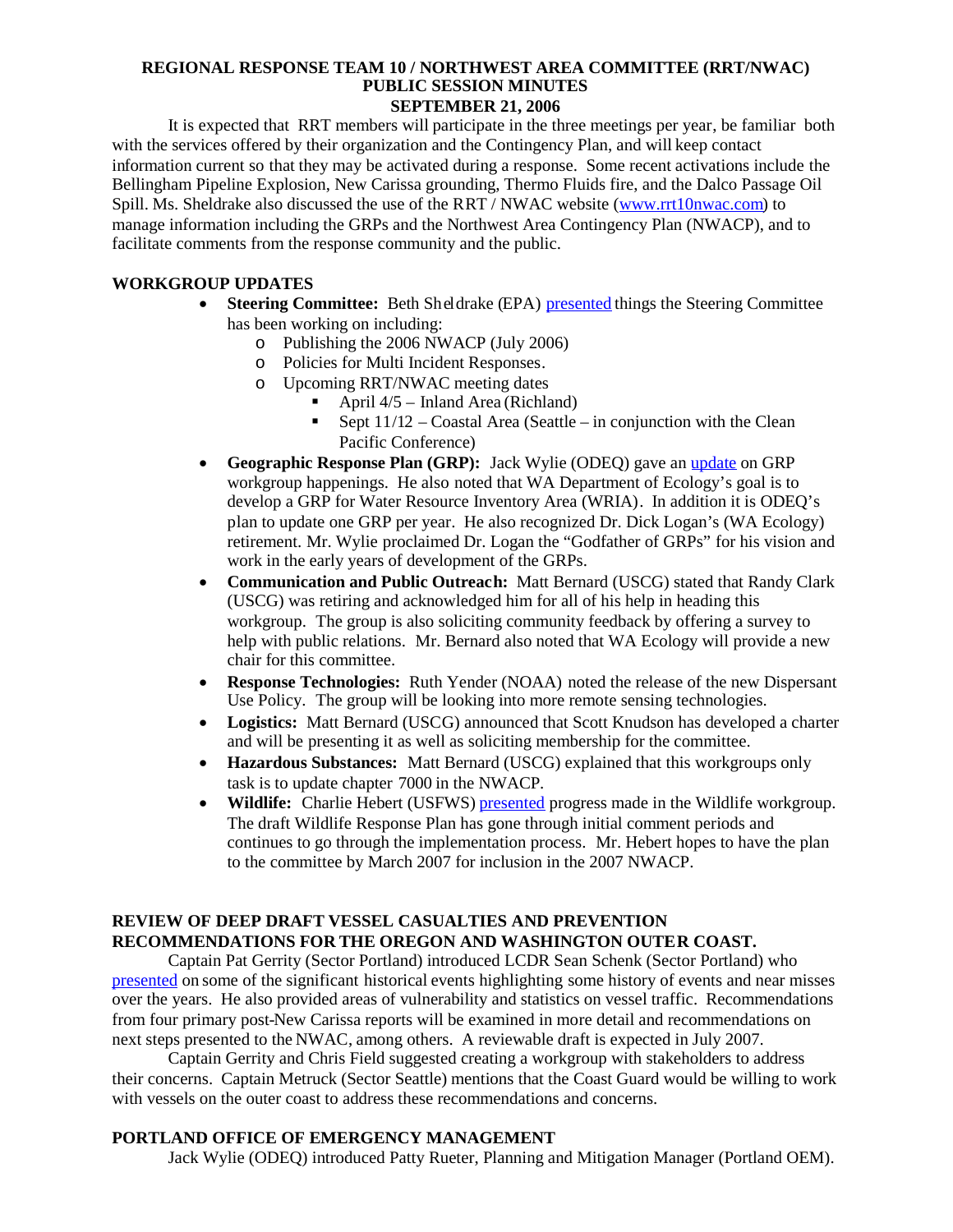# REGIONAL RESPONSE TEAM 10 / NORTHWEST AREA COMMITTEE (RRT/NWAC) PUBLIC SESSION MINUTES SEPTEMBER 21, 2006

It is expected that RRT members will participate in the three meetings per year, be familiar both with the services offered by their organization and the Contingency Plan, and will keep contact information current so that they may be activated during a response. Some recent activations include the Bellingham Pipeline Explosion, New Carissa grounding, Thermo Fluids fire, and the Dalco Passage Oil Spill. Ms. Sheldrake also discussed the use of the RRT / NWAC website (www.rrt10nwac.com) to manage information including the GRPs and the Northwest Area Contingency Plan (NWACP), and to facilitate comments from the response community and the public.

## WORKGROUP UPDATES

- **Steering Committee:** Beth Sheldrake (EPA) presented things the Steering Committee has been working on including:
  - Publishing the 2006 NWACP (July 2006)
  - Policies for Multi Incident Responses.
  - Upcoming RRT/NWAC meeting dates
    - April 4/5 – Inland Area (Richland)
    - Sept 11/12 – Coastal Area (Seattle – in conjunction with the Clean Pacific Conference)
- **Geographic Response Plan (GRP):** Jack Wylie (ODEQ) gave an update on GRP workgroup happenings. He also noted that WA Department of Ecology's goal is to develop a GRP for Water Resource Inventory Area (WRIA). In addition it is ODEQ's plan to update one GRP per year. He also recognized Dr. Dick Logan's (WA Ecology) retirement. Mr. Wylie proclaimed Dr. Logan the "Godfather of GRPs" for his vision and work in the early years of development of the GRPs.
- **Communication and Public Outreach:** Matt Bernard (USCG) stated that Randy Clark (USCG) was retiring and acknowledged him for all of his help in heading this workgroup. The group is also soliciting community feedback by offering a survey to help with public relations. Mr. Bernard also noted that WA Ecology will provide a new chair for this committee.
- **Response Technologies:** Ruth Yender (NOAA) noted the release of the new Dispersant Use Policy. The group will be looking into more remote sensing technologies.
- **Logistics:** Matt Bernard (USCG) announced that Scott Knudson has developed a charter and will be presenting it as well as soliciting membership for the committee.
- **Hazardous Substances:** Matt Bernard (USCG) explained that this workgroups only task is to update chapter 7000 in the NWACP.
- **Wildlife:** Charlie Hebert (USFWS) presented progress made in the Wildlife workgroup. The draft Wildlife Response Plan has gone through initial comment periods and continues to go through the implementation process. Mr. Hebert hopes to have the plan to the committee by March 2007 for inclusion in the 2007 NWACP.

## REVIEW OF DEEP DRAFT VESSEL CASUALTIES AND PREVENTION RECOMMENDATIONS FOR THE OREGON AND WASHINGTON OUTER COAST.

Captain Pat Gerrity (Sector Portland) introduced LCDR Sean Schenk (Sector Portland) who presented on some of the significant historical events highlighting some history of events and near misses over the years. He also provided areas of vulnerability and statistics on vessel traffic. Recommendations from four primary post-New Carissa reports will be examined in more detail and recommendations on next steps presented to the NWAC, among others. A reviewable draft is expected in July 2007.

Captain Gerrity and Chris Field suggested creating a workgroup with stakeholders to address their concerns. Captain Metruck (Sector Seattle) mentions that the Coast Guard would be willing to work with vessels on the outer coast to address these recommendations and concerns.

## PORTLAND OFFICE OF EMERGENCY MANAGEMENT

Jack Wylie (ODEQ) introduced Patty Rueter, Planning and Mitigation Manager (Portland OEM).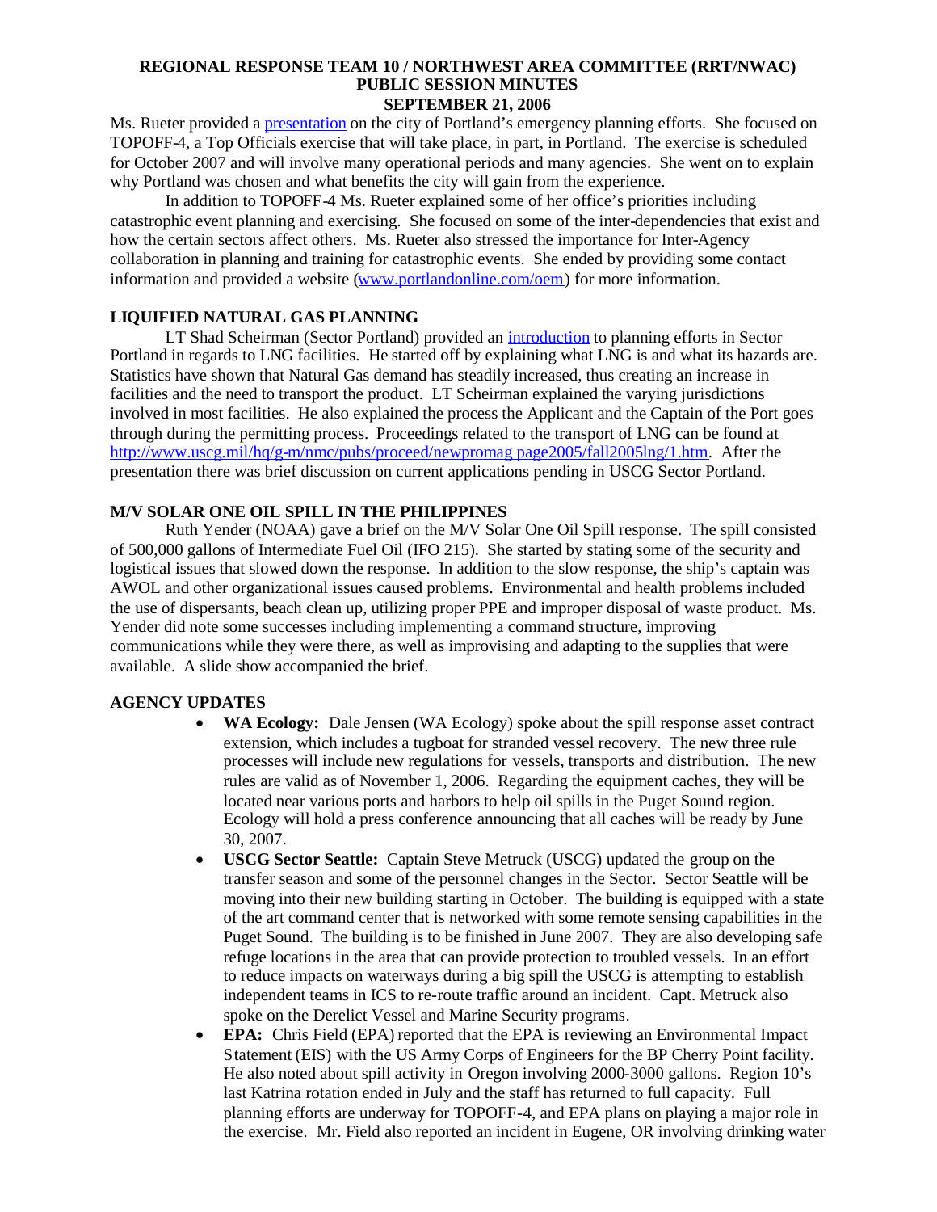Ms. Rueter provided a [presentation](presentation) on the city of Portland's emergency planning efforts. She focused on TOPOFF-4, a Top Officials exercise that will take place, in part, in Portland. The exercise is scheduled for October 2007 and will involve many operational periods and many agencies. She went on to explain why Portland was chosen and what benefits the city will gain from the experience.

In addition to TOPOFF-4 Ms. Rueter explained some of her office's priorities including catastrophic event planning and exercising. She focused on some of the inter-dependencies that exist and how the certain sectors affect others. Ms. Rueter also stressed the importance for Inter-Agency collaboration in planning and training for catastrophic events. She ended by providing some contact information and provided a website (www.portlandonline.com/oem) for more information.

## LIQUIFIED NATURAL GAS PLANNING

LT Shad Scheirman (Sector Portland) provided an [introduction](introduction) to planning efforts in Sector Portland in regards to LNG facilities. He started off by explaining what LNG is and what its hazards are. Statistics have shown that Natural Gas demand has steadily increased, thus creating an increase in facilities and the need to transport the product. LT Scheirman explained the varying jurisdictions involved in most facilities. He also explained the process the Applicant and the Captain of the Port goes through during the permitting process. Proceedings related to the transport of LNG can be found at http://www.uscg.mil/hq/g-m/nmc/pubs/proceed/newpromag page2005/fall2005lng/1.htm. After the presentation there was brief discussion on current applications pending in USCG Sector Portland.

## M/V SOLAR ONE OIL SPILL IN THE PHILIPPINES

Ruth Yender (NOAA) gave a brief on the M/V Solar One Oil Spill response. The spill consisted of 500,000 gallons of Intermediate Fuel Oil (IFO 215). She started by stating some of the security and logistical issues that slowed down the response. In addition to the slow response, the ship's captain was AWOL and other organizational issues caused problems. Environmental and health problems included the use of dispersants, beach clean up, utilizing proper PPE and improper disposal of waste product. Ms. Yender did note some successes including implementing a command structure, improving communications while they were there, as well as improvising and adapting to the supplies that were available. A slide show accompanied the brief.

## AGENCY UPDATES

- **WA Ecology:** Dale Jensen (WA Ecology) spoke about the spill response asset contract extension, which includes a tugboat for stranded vessel recovery. The new three rule processes will include new regulations for vessels, transports and distribution. The new rules are valid as of November 1, 2006. Regarding the equipment caches, they will be located near various ports and harbors to help oil spills in the Puget Sound region. Ecology will hold a press conference announcing that all caches will be ready by June 30, 2007.
- **USCG Sector Seattle:** Captain Steve Metruck (USCG) updated the group on the transfer season and some of the personnel changes in the Sector. Sector Seattle will be moving into their new building starting in October. The building is equipped with a state of the art command center that is networked with some remote sensing capabilities in the Puget Sound. The building is to be finished in June 2007. They are also developing safe refuge locations in the area that can provide protection to troubled vessels. In an effort to reduce impacts on waterways during a big spill the USCG is attempting to establish independent teams in ICS to re-route traffic around an incident. Capt. Metruck also spoke on the Derelict Vessel and Marine Security programs.
- **EPA:** Chris Field (EPA) reported that the EPA is reviewing an Environmental Impact Statement (EIS) with the US Army Corps of Engineers for the BP Cherry Point facility. He also noted about spill activity in Oregon involving 2000-3000 gallons. Region 10's last Katrina rotation ended in July and the staff has returned to full capacity. Full planning efforts are underway for TOPOFF-4, and EPA plans on playing a major role in the exercise. Mr. Field also reported an incident in Eugene, OR involving drinking water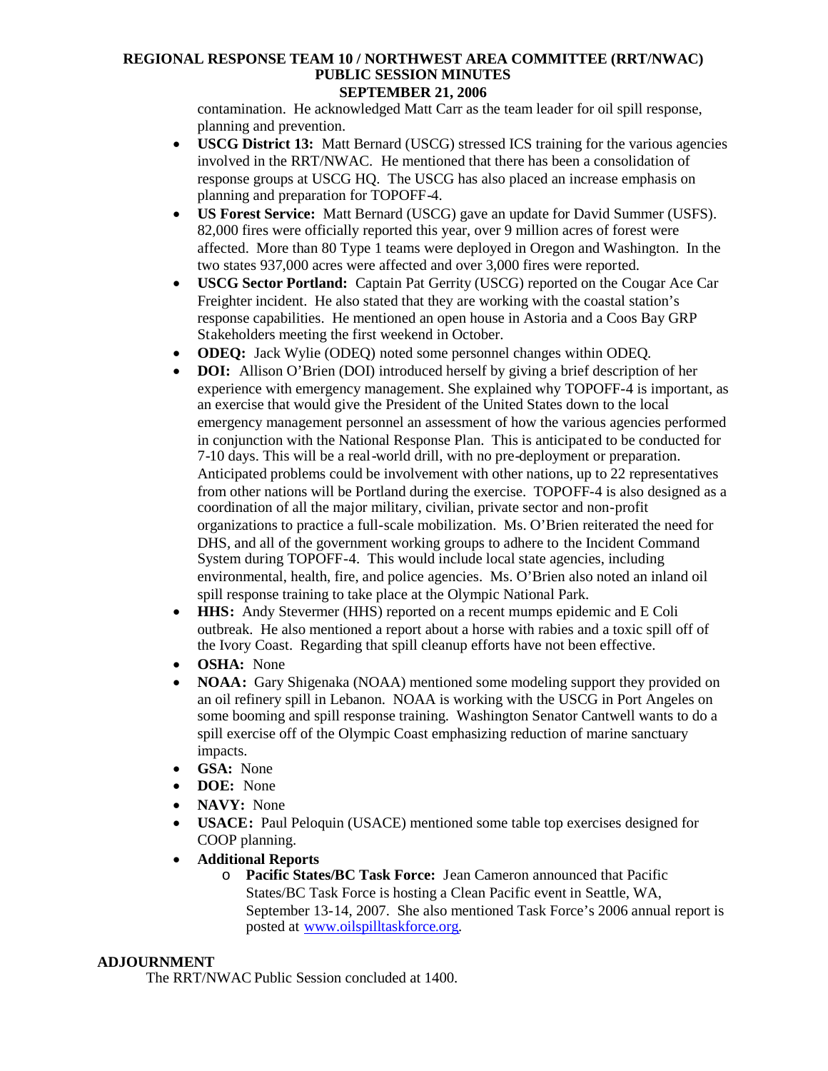contamination. He acknowledged Matt Carr as the team leader for oil spill response, planning and prevention.

- **USCG District 13:** Matt Bernard (USCG) stressed ICS training for the various agencies involved in the RRT/NWAC. He mentioned that there has been a consolidation of response groups at USCG HQ. The USCG has also placed an increase emphasis on planning and preparation for TOPOFF-4.
- **US Forest Service:** Matt Bernard (USCG) gave an update for David Summer (USFS). 82,000 fires were officially reported this year, over 9 million acres of forest were affected. More than 80 Type 1 teams were deployed in Oregon and Washington. In the two states 937,000 acres were affected and over 3,000 fires were reported.
- **USCG Sector Portland:** Captain Pat Gerrity (USCG) reported on the Cougar Ace Car Freighter incident. He also stated that they are working with the coastal station's response capabilities. He mentioned an open house in Astoria and a Coos Bay GRP Stakeholders meeting the first weekend in October.
- **ODEQ:** Jack Wylie (ODEQ) noted some personnel changes within ODEQ.
- **DOI:** Allison O'Brien (DOI) introduced herself by giving a brief description of her experience with emergency management. She explained why TOPOFF-4 is important, as an exercise that would give the President of the United States down to the local emergency management personnel an assessment of how the various agencies performed in conjunction with the National Response Plan. This is anticipated to be conducted for 7-10 days. This will be a real-world drill, with no pre-deployment or preparation. Anticipated problems could be involvement with other nations, up to 22 representatives from other nations will be Portland during the exercise. TOPOFF-4 is also designed as a coordination of all the major military, civilian, private sector and non-profit organizations to practice a full-scale mobilization. Ms. O'Brien reiterated the need for DHS, and all of the government working groups to adhere to the Incident Command System during TOPOFF-4. This would include local state agencies, including environmental, health, fire, and police agencies. Ms. O'Brien also noted an inland oil spill response training to take place at the Olympic National Park.
- **HHS:** Andy Stevermer (HHS) reported on a recent mumps epidemic and E Coli outbreak. He also mentioned a report about a horse with rabies and a toxic spill off of the Ivory Coast. Regarding that spill cleanup efforts have not been effective.
- **OSHA:** None
- **NOAA:** Gary Shigenaka (NOAA) mentioned some modeling support they provided on an oil refinery spill in Lebanon. NOAA is working with the USCG in Port Angeles on some booming and spill response training. Washington Senator Cantwell wants to do a spill exercise off of the Olympic Coast emphasizing reduction of marine sanctuary impacts.
- **GSA:** None
- **DOE:** None
- **NAVY:** None
- **USACE:** Paul Peloquin (USACE) mentioned some table top exercises designed for COOP planning.
- **Additional Reports**
  - **Pacific States/BC Task Force:** Jean Cameron announced that Pacific States/BC Task Force is hosting a Clean Pacific event in Seattle, WA, September 13-14, 2007. She also mentioned Task Force's 2006 annual report is posted at www.oilspilltaskforce.org.

## ADJOURNMENT

The RRT/NWAC Public Session concluded at 1400.